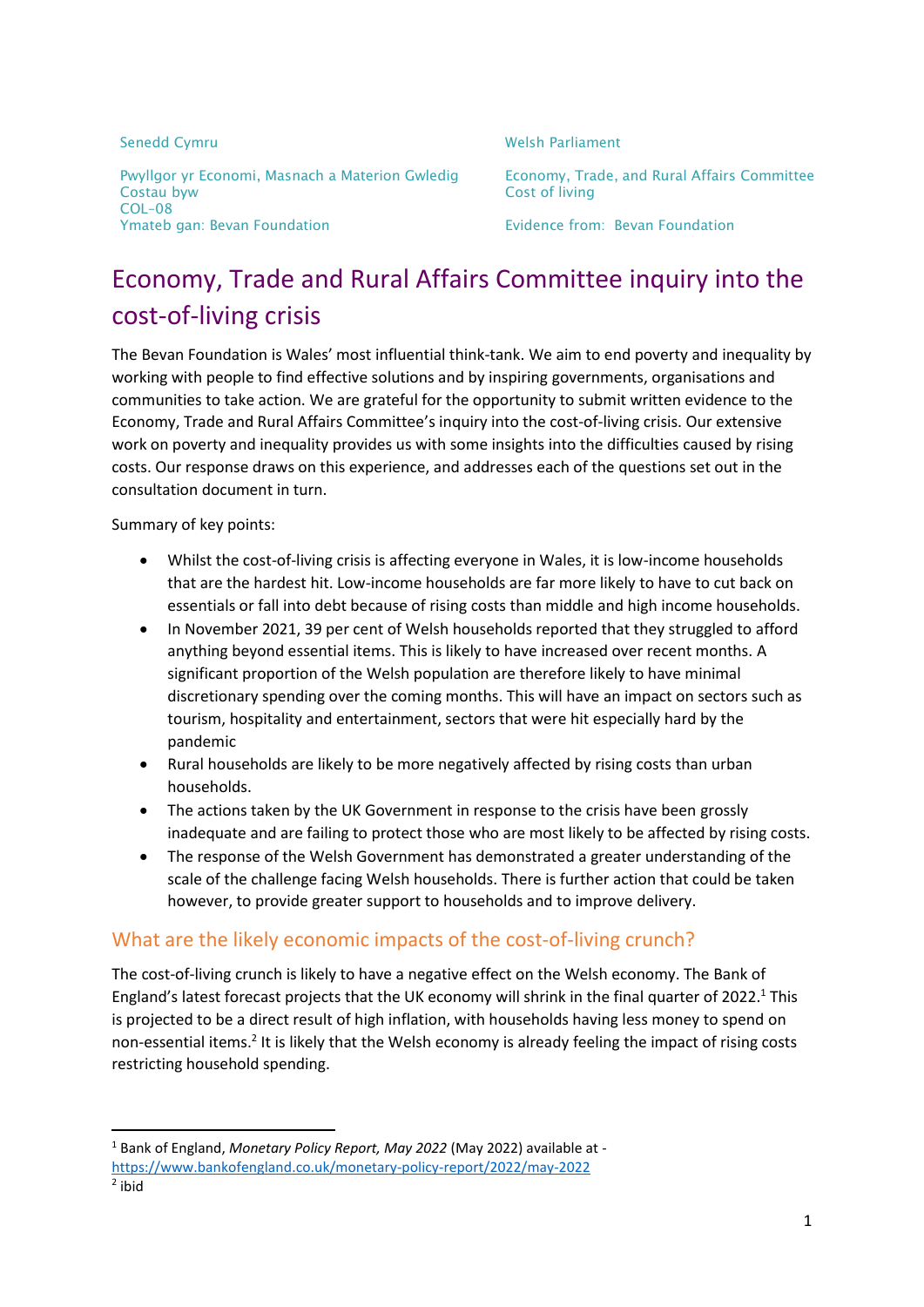| Senedd Cymru | Welsh Parliament |
| --- | --- |
| Pwyllgor yr Economi, Masnach a Materion Gwledig<br>Costau byw<br>COL-08<br>Ymateb gan: Bevan Foundation | Economy, Trade, and Rural Affairs Committee<br>Cost of living<br><br>Evidence from: Bevan Foundation |

# Economy, Trade and Rural Affairs Committee inquiry into the cost-of-living crisis

The Bevan Foundation is Wales' most influential think-tank. We aim to end poverty and inequality by working with people to find effective solutions and by inspiring governments, organisations and communities to take action. We are grateful for the opportunity to submit written evidence to the Economy, Trade and Rural Affairs Committee's inquiry into the cost-of-living crisis. Our extensive work on poverty and inequality provides us with some insights into the difficulties caused by rising costs. Our response draws on this experience, and addresses each of the questions set out in the consultation document in turn.

Summary of key points:

- Whilst the cost-of-living crisis is affecting everyone in Wales, it is low-income households that are the hardest hit. Low-income households are far more likely to have to cut back on essentials or fall into debt because of rising costs than middle and high income households.
- In November 2021, 39 per cent of Welsh households reported that they struggled to afford anything beyond essential items. This is likely to have increased over recent months. A significant proportion of the Welsh population are therefore likely to have minimal discretionary spending over the coming months. This will have an impact on sectors such as tourism, hospitality and entertainment, sectors that were hit especially hard by the pandemic
- Rural households are likely to be more negatively affected by rising costs than urban households.
- The actions taken by the UK Government in response to the crisis have been grossly inadequate and are failing to protect those who are most likely to be affected by rising costs.
- The response of the Welsh Government has demonstrated a greater understanding of the scale of the challenge facing Welsh households. There is further action that could be taken however, to provide greater support to households and to improve delivery.

## What are the likely economic impacts of the cost-of-living crunch?

The cost-of-living crunch is likely to have a negative effect on the Welsh economy. The Bank of England's latest forecast projects that the UK economy will shrink in the final quarter of 2022.[1] This is projected to be a direct result of high inflation, with households having less money to spend on non-essential items.[2] It is likely that the Welsh economy is already feeling the impact of rising costs restricting household spending.

---

[1] Bank of England, *Monetary Policy Report, May 2022* (May 2022) available at - https://www.bankofengland.co.uk/monetary-policy-report/2022/may-2022

[2] ibid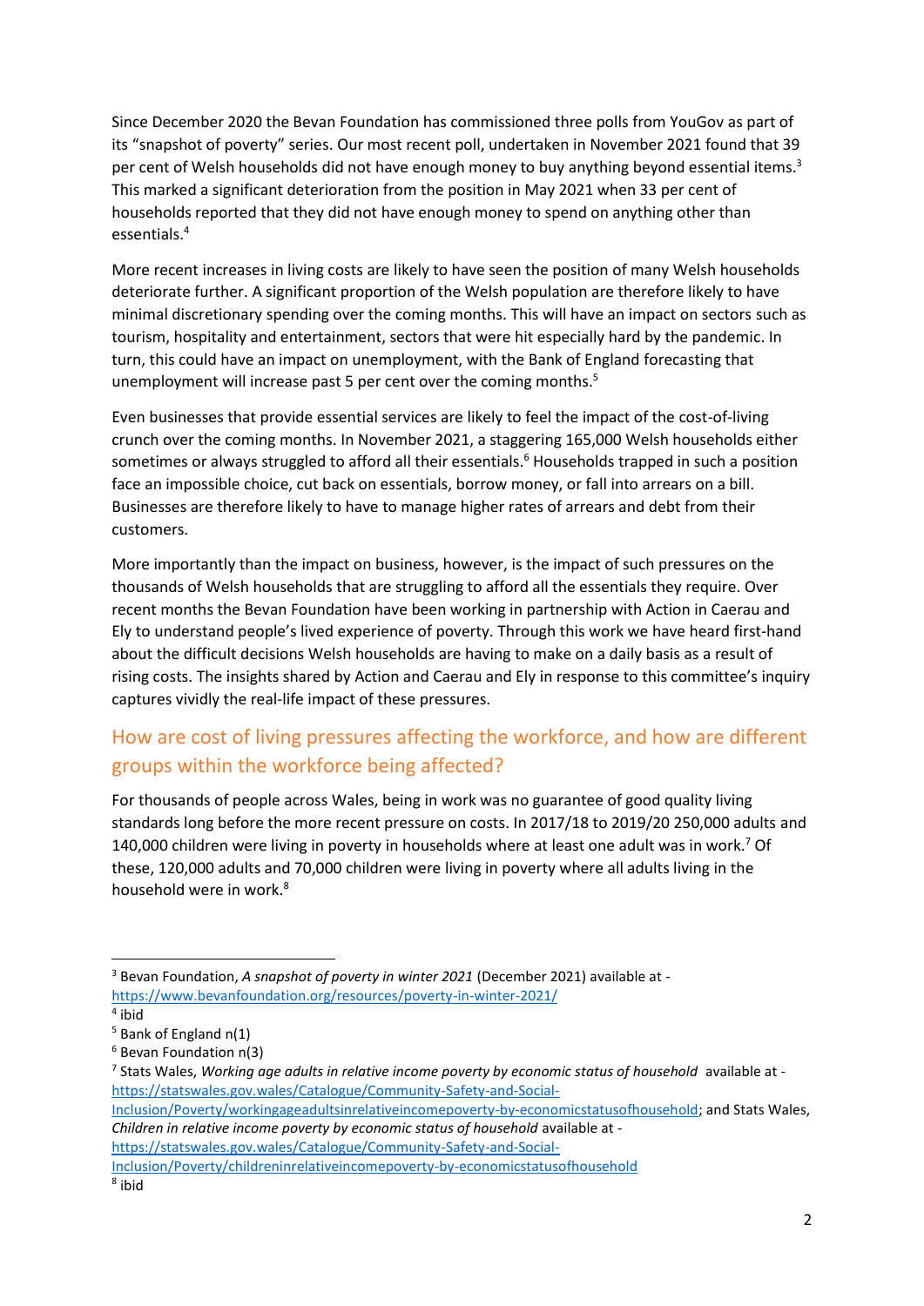Since December 2020 the Bevan Foundation has commissioned three polls from YouGov as part of its "snapshot of poverty" series. Our most recent poll, undertaken in November 2021 found that 39 per cent of Welsh households did not have enough money to buy anything beyond essential items.[3] This marked a significant deterioration from the position in May 2021 when 33 per cent of households reported that they did not have enough money to spend on anything other than essentials.[4]

More recent increases in living costs are likely to have seen the position of many Welsh households deteriorate further. A significant proportion of the Welsh population are therefore likely to have minimal discretionary spending over the coming months. This will have an impact on sectors such as tourism, hospitality and entertainment, sectors that were hit especially hard by the pandemic. In turn, this could have an impact on unemployment, with the Bank of England forecasting that unemployment will increase past 5 per cent over the coming months.[5]

Even businesses that provide essential services are likely to feel the impact of the cost-of-living crunch over the coming months. In November 2021, a staggering 165,000 Welsh households either sometimes or always struggled to afford all their essentials.[6] Households trapped in such a position face an impossible choice, cut back on essentials, borrow money, or fall into arrears on a bill. Businesses are therefore likely to have to manage higher rates of arrears and debt from their customers.

More importantly than the impact on business, however, is the impact of such pressures on the thousands of Welsh households that are struggling to afford all the essentials they require. Over recent months the Bevan Foundation have been working in partnership with Action in Caerau and Ely to understand people's lived experience of poverty. Through this work we have heard first-hand about the difficult decisions Welsh households are having to make on a daily basis as a result of rising costs. The insights shared by Action and Caerau and Ely in response to this committee's inquiry captures vividly the real-life impact of these pressures.

## How are cost of living pressures affecting the workforce, and how are different groups within the workforce being affected?

For thousands of people across Wales, being in work was no guarantee of good quality living standards long before the more recent pressure on costs. In 2017/18 to 2019/20 250,000 adults and 140,000 children were living in poverty in households where at least one adult was in work.[7] Of these, 120,000 adults and 70,000 children were living in poverty where all adults living in the household were in work.[8]

---

[3] Bevan Foundation, *A snapshot of poverty in winter 2021* (December 2021) available at - https://www.bevanfoundation.org/resources/poverty-in-winter-2021/

[4] ibid

[5] Bank of England n(1)

[6] Bevan Foundation n(3)

[7] Stats Wales, *Working age adults in relative income poverty by economic status of household* available at - https://statswales.gov.wales/Catalogue/Community-Safety-and-Social-Inclusion/Poverty/workingageadultsinrelativeincomepoverty-by-economicstatusofhousehold; and Stats Wales, *Children in relative income poverty by economic status of household* available at - https://statswales.gov.wales/Catalogue/Community-Safety-and-Social-Inclusion/Poverty/childreninrelativeincomepoverty-by-economicstatusofhousehold

[8] ibid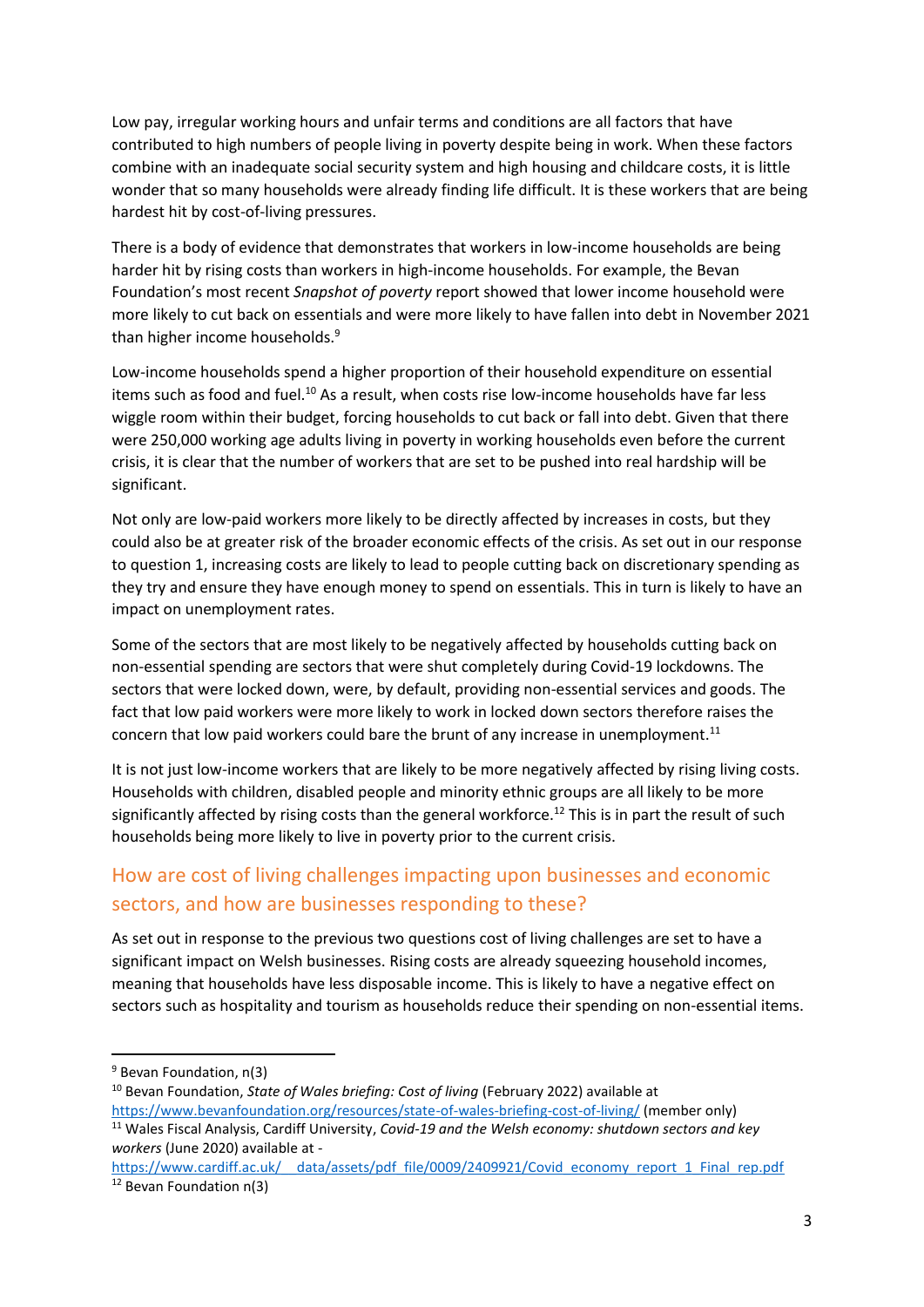Low pay, irregular working hours and unfair terms and conditions are all factors that have contributed to high numbers of people living in poverty despite being in work. When these factors combine with an inadequate social security system and high housing and childcare costs, it is little wonder that so many households were already finding life difficult. It is these workers that are being hardest hit by cost-of-living pressures.

There is a body of evidence that demonstrates that workers in low-income households are being harder hit by rising costs than workers in high-income households. For example, the Bevan Foundation's most recent *Snapshot of poverty* report showed that lower income household were more likely to cut back on essentials and were more likely to have fallen into debt in November 2021 than higher income households.[9]

Low-income households spend a higher proportion of their household expenditure on essential items such as food and fuel.[10] As a result, when costs rise low-income households have far less wiggle room within their budget, forcing households to cut back or fall into debt. Given that there were 250,000 working age adults living in poverty in working households even before the current crisis, it is clear that the number of workers that are set to be pushed into real hardship will be significant.

Not only are low-paid workers more likely to be directly affected by increases in costs, but they could also be at greater risk of the broader economic effects of the crisis. As set out in our response to question 1, increasing costs are likely to lead to people cutting back on discretionary spending as they try and ensure they have enough money to spend on essentials. This in turn is likely to have an impact on unemployment rates.

Some of the sectors that are most likely to be negatively affected by households cutting back on non-essential spending are sectors that were shut completely during Covid-19 lockdowns. The sectors that were locked down, were, by default, providing non-essential services and goods. The fact that low paid workers were more likely to work in locked down sectors therefore raises the concern that low paid workers could bare the brunt of any increase in unemployment.[11]

It is not just low-income workers that are likely to be more negatively affected by rising living costs. Households with children, disabled people and minority ethnic groups are all likely to be more significantly affected by rising costs than the general workforce.[12] This is in part the result of such households being more likely to live in poverty prior to the current crisis.

## How are cost of living challenges impacting upon businesses and economic sectors, and how are businesses responding to these?

As set out in response to the previous two questions cost of living challenges are set to have a significant impact on Welsh businesses. Rising costs are already squeezing household incomes, meaning that households have less disposable income. This is likely to have a negative effect on sectors such as hospitality and tourism as households reduce their spending on non-essential items.

---

[9] Bevan Foundation, n(3)

[10] Bevan Foundation, *State of Wales briefing: Cost of living* (February 2022) available at https://www.bevanfoundation.org/resources/state-of-wales-briefing-cost-of-living/ (member only)

[11] Wales Fiscal Analysis, Cardiff University, *Covid-19 and the Welsh economy: shutdown sectors and key workers* (June 2020) available at - https://www.cardiff.ac.uk/__data/assets/pdf_file/0009/2409921/Covid_economy_report_1_Final_rep.pdf

[12] Bevan Foundation n(3)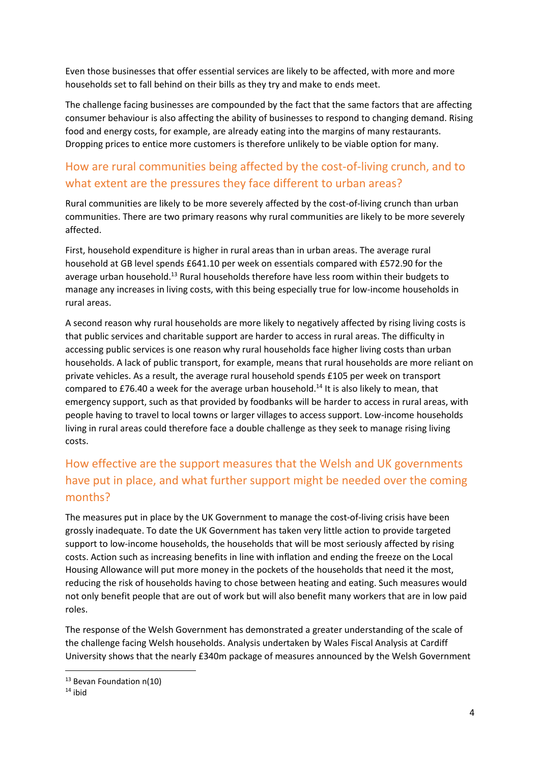Even those businesses that offer essential services are likely to be affected, with more and more households set to fall behind on their bills as they try and make to ends meet.

The challenge facing businesses are compounded by the fact that the same factors that are affecting consumer behaviour is also affecting the ability of businesses to respond to changing demand. Rising food and energy costs, for example, are already eating into the margins of many restaurants. Dropping prices to entice more customers is therefore unlikely to be viable option for many.

## How are rural communities being affected by the cost-of-living crunch, and to what extent are the pressures they face different to urban areas?

Rural communities are likely to be more severely affected by the cost-of-living crunch than urban communities. There are two primary reasons why rural communities are likely to be more severely affected.

First, household expenditure is higher in rural areas than in urban areas. The average rural household at GB level spends £641.10 per week on essentials compared with £572.90 for the average urban household.[13] Rural households therefore have less room within their budgets to manage any increases in living costs, with this being especially true for low-income households in rural areas.

A second reason why rural households are more likely to negatively affected by rising living costs is that public services and charitable support are harder to access in rural areas. The difficulty in accessing public services is one reason why rural households face higher living costs than urban households. A lack of public transport, for example, means that rural households are more reliant on private vehicles. As a result, the average rural household spends £105 per week on transport compared to £76.40 a week for the average urban household.[14] It is also likely to mean, that emergency support, such as that provided by foodbanks will be harder to access in rural areas, with people having to travel to local towns or larger villages to access support. Low-income households living in rural areas could therefore face a double challenge as they seek to manage rising living costs.

## How effective are the support measures that the Welsh and UK governments have put in place, and what further support might be needed over the coming months?

The measures put in place by the UK Government to manage the cost-of-living crisis have been grossly inadequate. To date the UK Government has taken very little action to provide targeted support to low-income households, the households that will be most seriously affected by rising costs. Action such as increasing benefits in line with inflation and ending the freeze on the Local Housing Allowance will put more money in the pockets of the households that need it the most, reducing the risk of households having to chose between heating and eating. Such measures would not only benefit people that are out of work but will also benefit many workers that are in low paid roles.

The response of the Welsh Government has demonstrated a greater understanding of the scale of the challenge facing Welsh households. Analysis undertaken by Wales Fiscal Analysis at Cardiff University shows that the nearly £340m package of measures announced by the Welsh Government

---

[13] Bevan Foundation n(10)

[14] ibid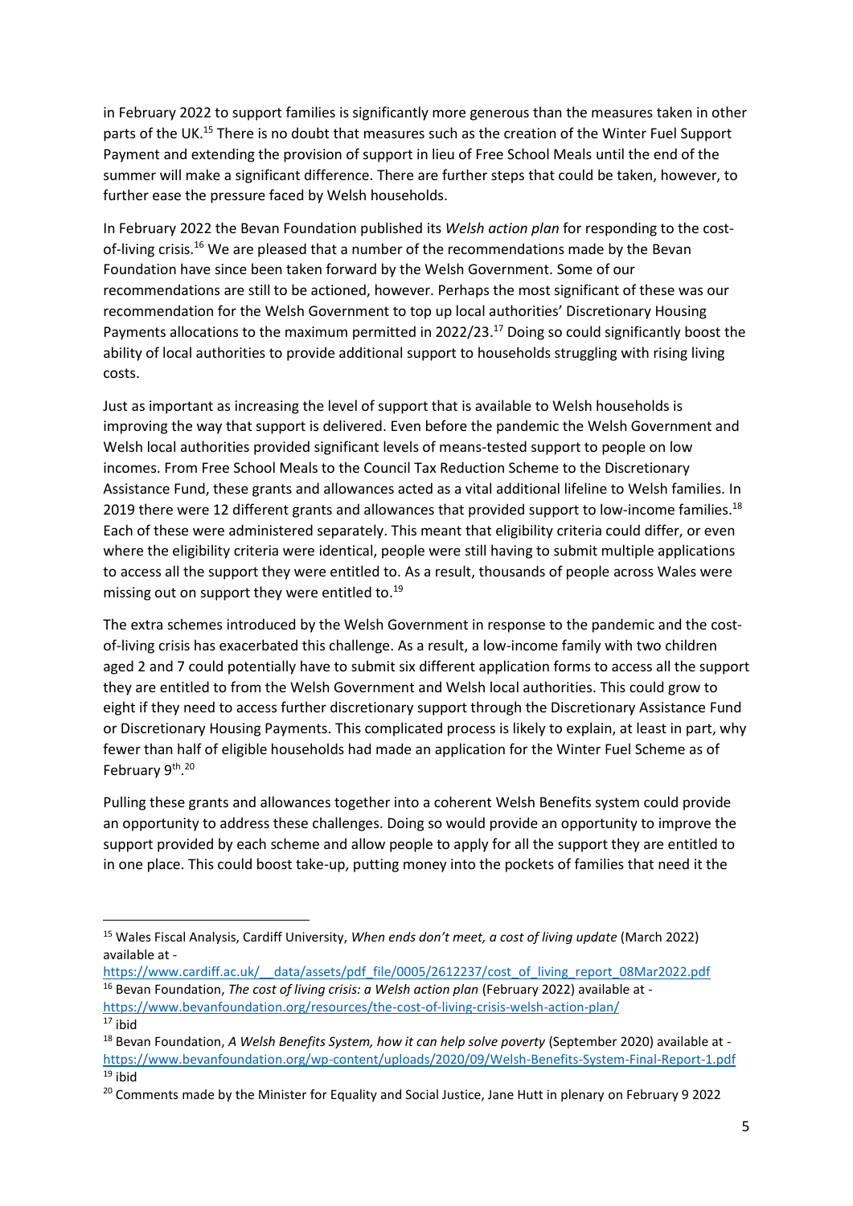in February 2022 to support families is significantly more generous than the measures taken in other parts of the UK.[15] There is no doubt that measures such as the creation of the Winter Fuel Support Payment and extending the provision of support in lieu of Free School Meals until the end of the summer will make a significant difference. There are further steps that could be taken, however, to further ease the pressure faced by Welsh households.

In February 2022 the Bevan Foundation published its *Welsh action plan* for responding to the cost-of-living crisis.[16] We are pleased that a number of the recommendations made by the Bevan Foundation have since been taken forward by the Welsh Government. Some of our recommendations are still to be actioned, however. Perhaps the most significant of these was our recommendation for the Welsh Government to top up local authorities' Discretionary Housing Payments allocations to the maximum permitted in 2022/23.[17] Doing so could significantly boost the ability of local authorities to provide additional support to households struggling with rising living costs.

Just as important as increasing the level of support that is available to Welsh households is improving the way that support is delivered. Even before the pandemic the Welsh Government and Welsh local authorities provided significant levels of means-tested support to people on low incomes. From Free School Meals to the Council Tax Reduction Scheme to the Discretionary Assistance Fund, these grants and allowances acted as a vital additional lifeline to Welsh families. In 2019 there were 12 different grants and allowances that provided support to low-income families.[18] Each of these were administered separately. This meant that eligibility criteria could differ, or even where the eligibility criteria were identical, people were still having to submit multiple applications to access all the support they were entitled to. As a result, thousands of people across Wales were missing out on support they were entitled to.[19]

The extra schemes introduced by the Welsh Government in response to the pandemic and the cost-of-living crisis has exacerbated this challenge. As a result, a low-income family with two children aged 2 and 7 could potentially have to submit six different application forms to access all the support they are entitled to from the Welsh Government and Welsh local authorities. This could grow to eight if they need to access further discretionary support through the Discretionary Assistance Fund or Discretionary Housing Payments. This complicated process is likely to explain, at least in part, why fewer than half of eligible households had made an application for the Winter Fuel Scheme as of February 9th.[20]

Pulling these grants and allowances together into a coherent Welsh Benefits system could provide an opportunity to address these challenges. Doing so would provide an opportunity to improve the support provided by each scheme and allow people to apply for all the support they are entitled to in one place. This could boost take-up, putting money into the pockets of families that need it the

---

[15] Wales Fiscal Analysis, Cardiff University, *When ends don't meet, a cost of living update* (March 2022) available at - https://www.cardiff.ac.uk/__data/assets/pdf_file/0005/2612237/cost_of_living_report_08Mar2022.pdf

[16] Bevan Foundation, *The cost of living crisis: a Welsh action plan* (February 2022) available at - https://www.bevanfoundation.org/resources/the-cost-of-living-crisis-welsh-action-plan/

[17] ibid

[18] Bevan Foundation, *A Welsh Benefits System, how it can help solve poverty* (September 2020) available at - https://www.bevanfoundation.org/wp-content/uploads/2020/09/Welsh-Benefits-System-Final-Report-1.pdf

[19] ibid

[20] Comments made by the Minister for Equality and Social Justice, Jane Hutt in plenary on February 9 2022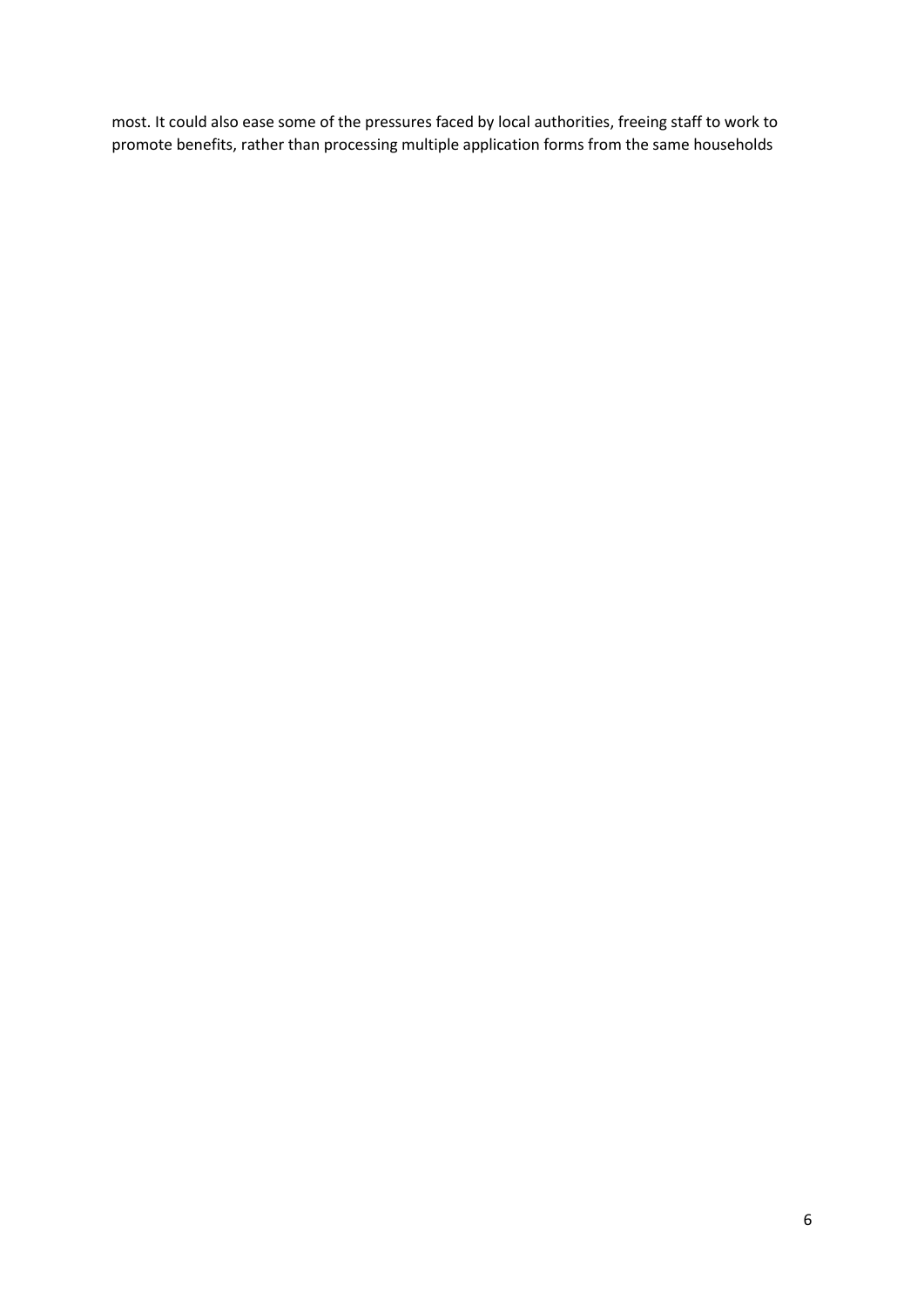most. It could also ease some of the pressures faced by local authorities, freeing staff to work to promote benefits, rather than processing multiple application forms from the same households